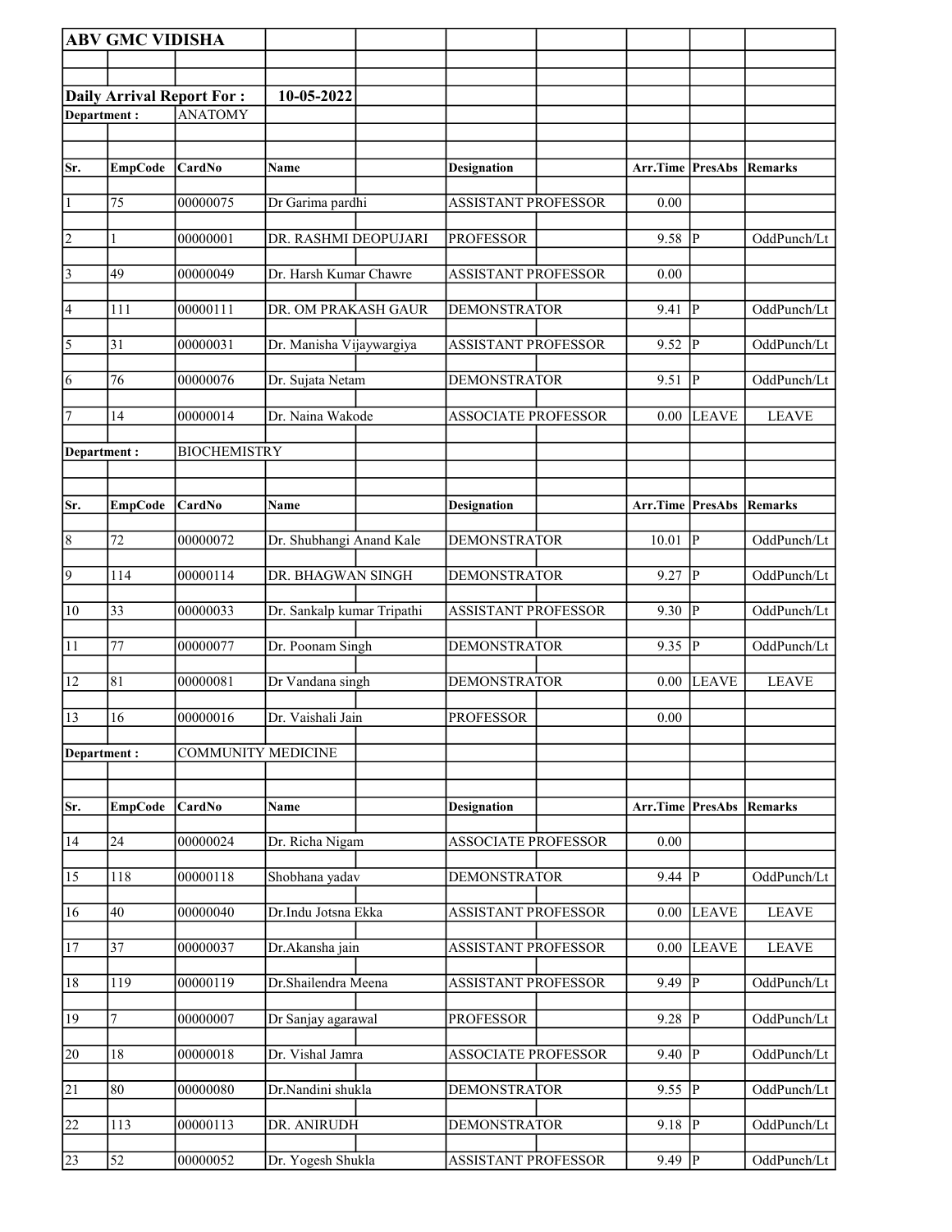**ABV GMC VIDISHA**

**Daily Arrival Report For :** **10-05-2022**

**Department :** ANATOMY

| Sr. | EmpCode | CardNo | Name | Designation | Arr.Time | PresAbs | Remarks |
|---|---|---|---|---|---|---|---|
| 1 | 75 | 00000075 | Dr Garima pardhi | ASSISTANT PROFESSOR | 0.00 | | |
| 2 | 1 | 00000001 | DR. RASHMI DEOPUJARI | PROFESSOR | 9.58 | P | OddPunch/Lt |
| 3 | 49 | 00000049 | Dr. Harsh Kumar Chawre | ASSISTANT PROFESSOR | 0.00 | | |
| 4 | 111 | 00000111 | DR. OM PRAKASH GAUR | DEMONSTRATOR | 9.41 | P | OddPunch/Lt |
| 5 | 31 | 00000031 | Dr. Manisha Vijaywargiya | ASSISTANT PROFESSOR | 9.52 | P | OddPunch/Lt |
| 6 | 76 | 00000076 | Dr. Sujata Netam | DEMONSTRATOR | 9.51 | P | OddPunch/Lt |
| 7 | 14 | 00000014 | Dr. Naina Wakode | ASSOCIATE PROFESSOR | 0.00 | LEAVE | LEAVE |

**Department :** BIOCHEMISTRY

| Sr. | EmpCode | CardNo | Name | Designation | Arr.Time | PresAbs | Remarks |
|---|---|---|---|---|---|---|---|
| 8 | 72 | 00000072 | Dr. Shubhangi Anand Kale | DEMONSTRATOR | 10.01 | P | OddPunch/Lt |
| 9 | 114 | 00000114 | DR. BHAGWAN SINGH | DEMONSTRATOR | 9.27 | P | OddPunch/Lt |
| 10 | 33 | 00000033 | Dr. Sankalp kumar Tripathi | ASSISTANT PROFESSOR | 9.30 | P | OddPunch/Lt |
| 11 | 77 | 00000077 | Dr. Poonam Singh | DEMONSTRATOR | 9.35 | P | OddPunch/Lt |
| 12 | 81 | 00000081 | Dr Vandana singh | DEMONSTRATOR | 0.00 | LEAVE | LEAVE |
| 13 | 16 | 00000016 | Dr. Vaishali Jain | PROFESSOR | 0.00 | | |

**Department :** COMMUNITY MEDICINE

| Sr. | EmpCode | CardNo | Name | Designation | Arr.Time | PresAbs | Remarks |
|---|---|---|---|---|---|---|---|
| 14 | 24 | 00000024 | Dr. Richa Nigam | ASSOCIATE PROFESSOR | 0.00 | | |
| 15 | 118 | 00000118 | Shobhana yadav | DEMONSTRATOR | 9.44 | P | OddPunch/Lt |
| 16 | 40 | 00000040 | Dr.Indu Jotsna Ekka | ASSISTANT PROFESSOR | 0.00 | LEAVE | LEAVE |
| 17 | 37 | 00000037 | Dr.Akansha jain | ASSISTANT PROFESSOR | 0.00 | LEAVE | LEAVE |
| 18 | 119 | 00000119 | Dr.Shailendra Meena | ASSISTANT PROFESSOR | 9.49 | P | OddPunch/Lt |
| 19 | 7 | 00000007 | Dr Sanjay agarawal | PROFESSOR | 9.28 | P | OddPunch/Lt |
| 20 | 18 | 00000018 | Dr. Vishal Jamra | ASSOCIATE PROFESSOR | 9.40 | P | OddPunch/Lt |
| 21 | 80 | 00000080 | Dr.Nandini shukla | DEMONSTRATOR | 9.55 | P | OddPunch/Lt |
| 22 | 113 | 00000113 | DR. ANIRUDH | DEMONSTRATOR | 9.18 | P | OddPunch/Lt |
| 23 | 52 | 00000052 | Dr. Yogesh Shukla | ASSISTANT PROFESSOR | 9.49 | P | OddPunch/Lt |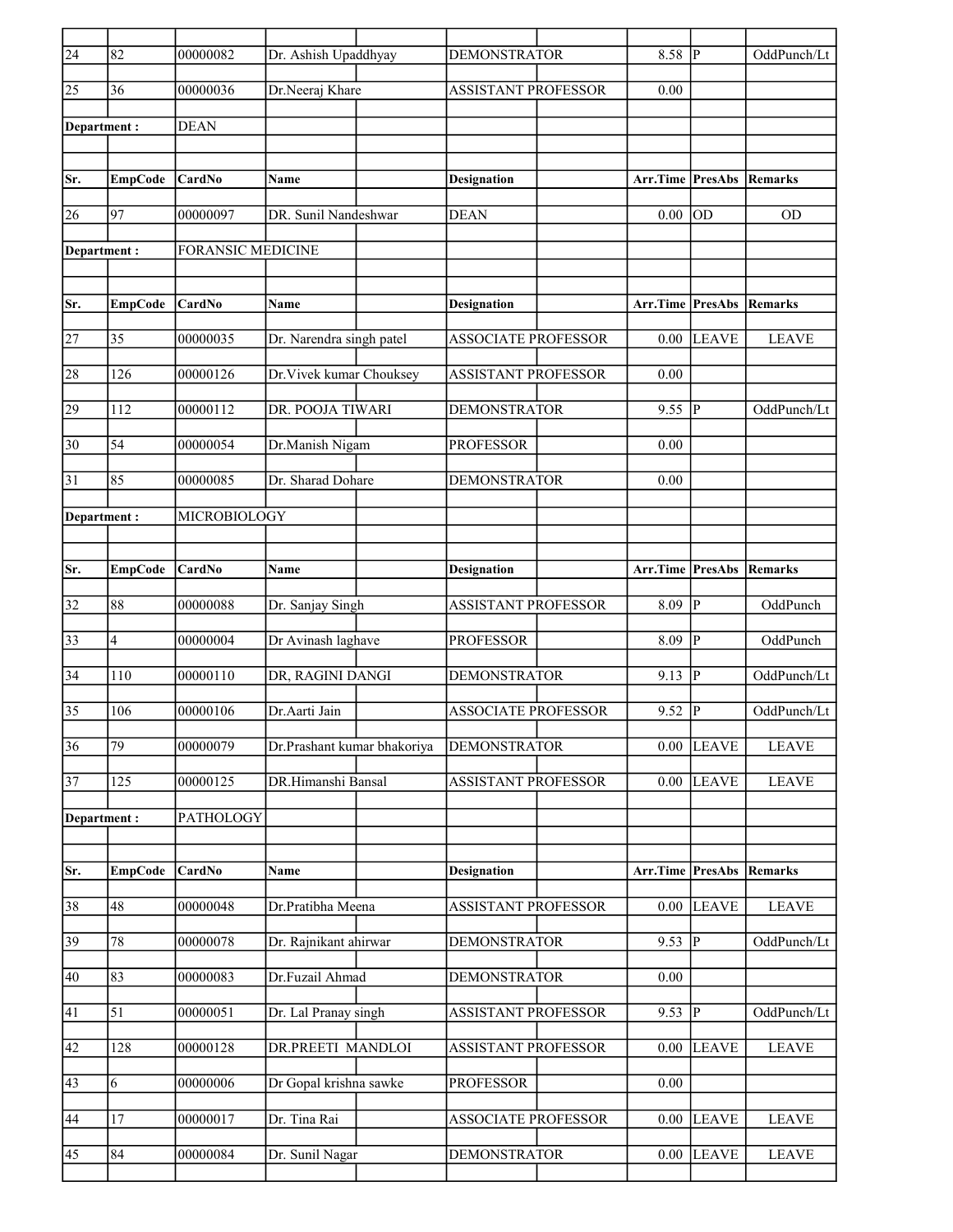| Sr. | EmpCode | CardNo | Name | Designation | Arr.Time | PresAbs | Remarks |
|---|---|---|---|---|---|---|---|
| 24 | 82 | 00000082 | Dr. Ashish Upaddhyay | DEMONSTRATOR | 8.58 | P | OddPunch/Lt |
| 25 | 36 | 00000036 | Dr.Neeraj Khare | ASSISTANT PROFESSOR | 0.00 | | |

Department : DEAN

| Sr. | EmpCode | CardNo | Name | Designation | Arr.Time | PresAbs | Remarks |
|---|---|---|---|---|---|---|---|
| 26 | 97 | 00000097 | DR. Sunil Nandeshwar | DEAN | 0.00 | OD | OD |

Department : FORANSIC MEDICINE

| Sr. | EmpCode | CardNo | Name | Designation | Arr.Time | PresAbs | Remarks |
|---|---|---|---|---|---|---|---|
| 27 | 35 | 00000035 | Dr. Narendra singh patel | ASSOCIATE PROFESSOR | 0.00 | LEAVE | LEAVE |
| 28 | 126 | 00000126 | Dr.Vivek kumar Chouksey | ASSISTANT PROFESSOR | 0.00 | | |
| 29 | 112 | 00000112 | DR. POOJA TIWARI | DEMONSTRATOR | 9.55 | P | OddPunch/Lt |
| 30 | 54 | 00000054 | Dr.Manish Nigam | PROFESSOR | 0.00 | | |
| 31 | 85 | 00000085 | Dr. Sharad Dohare | DEMONSTRATOR | 0.00 | | |

Department : MICROBIOLOGY

| Sr. | EmpCode | CardNo | Name | Designation | Arr.Time | PresAbs | Remarks |
|---|---|---|---|---|---|---|---|
| 32 | 88 | 00000088 | Dr. Sanjay Singh | ASSISTANT PROFESSOR | 8.09 | P | OddPunch |
| 33 | 4 | 00000004 | Dr Avinash laghave | PROFESSOR | 8.09 | P | OddPunch |
| 34 | 110 | 00000110 | DR, RAGINI DANGI | DEMONSTRATOR | 9.13 | P | OddPunch/Lt |
| 35 | 106 | 00000106 | Dr.Aarti Jain | ASSOCIATE PROFESSOR | 9.52 | P | OddPunch/Lt |
| 36 | 79 | 00000079 | Dr.Prashant kumar bhakoriya | DEMONSTRATOR | 0.00 | LEAVE | LEAVE |
| 37 | 125 | 00000125 | DR.Himanshi Bansal | ASSISTANT PROFESSOR | 0.00 | LEAVE | LEAVE |

Department : PATHOLOGY

| Sr. | EmpCode | CardNo | Name | Designation | Arr.Time | PresAbs | Remarks |
|---|---|---|---|---|---|---|---|
| 38 | 48 | 00000048 | Dr.Pratibha Meena | ASSISTANT PROFESSOR | 0.00 | LEAVE | LEAVE |
| 39 | 78 | 00000078 | Dr. Rajnikant ahirwar | DEMONSTRATOR | 9.53 | P | OddPunch/Lt |
| 40 | 83 | 00000083 | Dr.Fuzail Ahmad | DEMONSTRATOR | 0.00 | | |
| 41 | 51 | 00000051 | Dr. Lal Pranay singh | ASSISTANT PROFESSOR | 9.53 | P | OddPunch/Lt |
| 42 | 128 | 00000128 | DR.PREETI MANDLOI | ASSISTANT PROFESSOR | 0.00 | LEAVE | LEAVE |
| 43 | 6 | 00000006 | Dr Gopal krishna sawke | PROFESSOR | 0.00 | | |
| 44 | 17 | 00000017 | Dr. Tina Rai | ASSOCIATE PROFESSOR | 0.00 | LEAVE | LEAVE |
| 45 | 84 | 00000084 | Dr. Sunil Nagar | DEMONSTRATOR | 0.00 | LEAVE | LEAVE |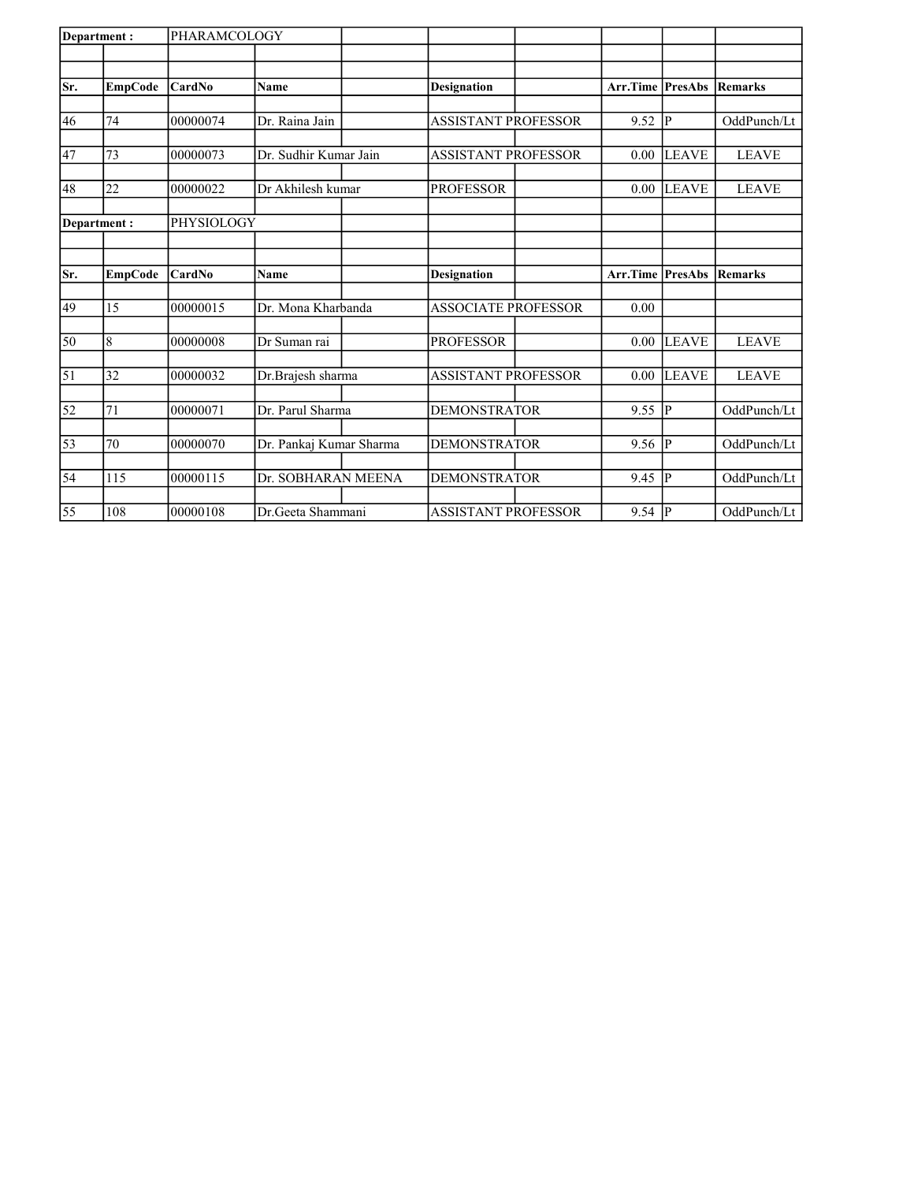| Department : | | PHARAMCOLOGY | | | | | | |
|---|---|---|---|---|---|---|---|---|
| Sr. | EmpCode | CardNo | Name | | Designation | Arr.Time | PresAbs | Remarks |
| 46 | 74 | 00000074 | Dr. Raina Jain | | ASSISTANT PROFESSOR | 9.52 | P | OddPunch/Lt |
| 47 | 73 | 00000073 | Dr. Sudhir Kumar Jain | | ASSISTANT PROFESSOR | 0.00 | LEAVE | LEAVE |
| 48 | 22 | 00000022 | Dr Akhilesh kumar | | PROFESSOR | 0.00 | LEAVE | LEAVE |

| Department : | | PHYSIOLOGY | | | | | | |
|---|---|---|---|---|---|---|---|---|
| Sr. | EmpCode | CardNo | Name | | Designation | Arr.Time | PresAbs | Remarks |
| 49 | 15 | 00000015 | Dr. Mona Kharbanda | | ASSOCIATE PROFESSOR | 0.00 | | |
| 50 | 8 | 00000008 | Dr Suman rai | | PROFESSOR | 0.00 | LEAVE | LEAVE |
| 51 | 32 | 00000032 | Dr.Brajesh sharma | | ASSISTANT PROFESSOR | 0.00 | LEAVE | LEAVE |
| 52 | 71 | 00000071 | Dr. Parul Sharma | | DEMONSTRATOR | 9.55 | P | OddPunch/Lt |
| 53 | 70 | 00000070 | Dr. Pankaj Kumar Sharma | | DEMONSTRATOR | 9.56 | P | OddPunch/Lt |
| 54 | 115 | 00000115 | Dr. SOBHARAN MEENA | | DEMONSTRATOR | 9.45 | P | OddPunch/Lt |
| 55 | 108 | 00000108 | Dr.Geeta Shammani | | ASSISTANT PROFESSOR | 9.54 | P | OddPunch/Lt |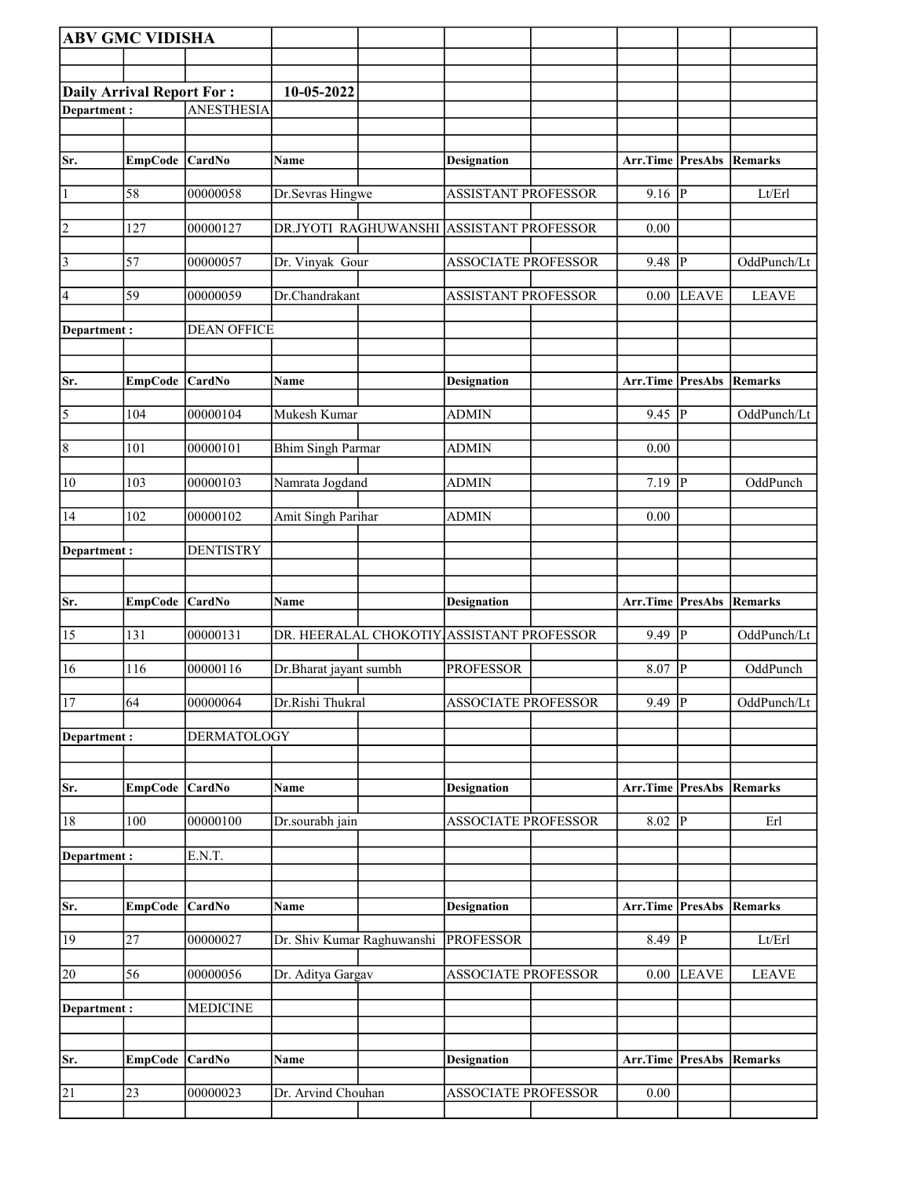**ABV GMC VIDISHA**

**Daily Arrival Report For :** **10-05-2022**

**Department :** ANESTHESIA

| Sr. | EmpCode | CardNo | Name | Designation | Arr.Time | PresAbs | Remarks |
|---|---|---|---|---|---|---|---|
| 1 | 58 | 00000058 | Dr.Sevras Hingwe | ASSISTANT PROFESSOR | 9.16 | P | Lt/Erl |
| 2 | 127 | 00000127 | DR.JYOTI RAGHUWANSHI | ASSISTANT PROFESSOR | 0.00 | | |
| 3 | 57 | 00000057 | Dr. Vinyak Gour | ASSOCIATE PROFESSOR | 9.48 | P | OddPunch/Lt |
| 4 | 59 | 00000059 | Dr.Chandrakant | ASSISTANT PROFESSOR | 0.00 | LEAVE | LEAVE |

**Department :** DEAN OFFICE

| Sr. | EmpCode | CardNo | Name | Designation | Arr.Time | PresAbs | Remarks |
|---|---|---|---|---|---|---|---|
| 5 | 104 | 00000104 | Mukesh Kumar | ADMIN | 9.45 | P | OddPunch/Lt |
| 8 | 101 | 00000101 | Bhim Singh Parmar | ADMIN | 0.00 | | |
| 10 | 103 | 00000103 | Namrata Jogdand | ADMIN | 7.19 | P | OddPunch |
| 14 | 102 | 00000102 | Amit Singh Parihar | ADMIN | 0.00 | | |

**Department :** DENTISTRY

| Sr. | EmpCode | CardNo | Name | Designation | Arr.Time | PresAbs | Remarks |
|---|---|---|---|---|---|---|---|
| 15 | 131 | 00000131 | DR. HEERALAL CHOKOTIY | ASSISTANT PROFESSOR | 9.49 | P | OddPunch/Lt |
| 16 | 116 | 00000116 | Dr.Bharat jayant sumbh | PROFESSOR | 8.07 | P | OddPunch |
| 17 | 64 | 00000064 | Dr.Rishi Thukral | ASSOCIATE PROFESSOR | 9.49 | P | OddPunch/Lt |

**Department :** DERMATOLOGY

| Sr. | EmpCode | CardNo | Name | Designation | Arr.Time | PresAbs | Remarks |
|---|---|---|---|---|---|---|---|
| 18 | 100 | 00000100 | Dr.sourabh jain | ASSOCIATE PROFESSOR | 8.02 | P | Erl |

**Department :** E.N.T.

| Sr. | EmpCode | CardNo | Name | Designation | Arr.Time | PresAbs | Remarks |
|---|---|---|---|---|---|---|---|
| 19 | 27 | 00000027 | Dr. Shiv Kumar Raghuwanshi | PROFESSOR | 8.49 | P | Lt/Erl |
| 20 | 56 | 00000056 | Dr. Aditya Gargav | ASSOCIATE PROFESSOR | 0.00 | LEAVE | LEAVE |

**Department :** MEDICINE

| Sr. | EmpCode | CardNo | Name | Designation | Arr.Time | PresAbs | Remarks |
|---|---|---|---|---|---|---|---|
| 21 | 23 | 00000023 | Dr. Arvind Chouhan | ASSOCIATE PROFESSOR | 0.00 | | |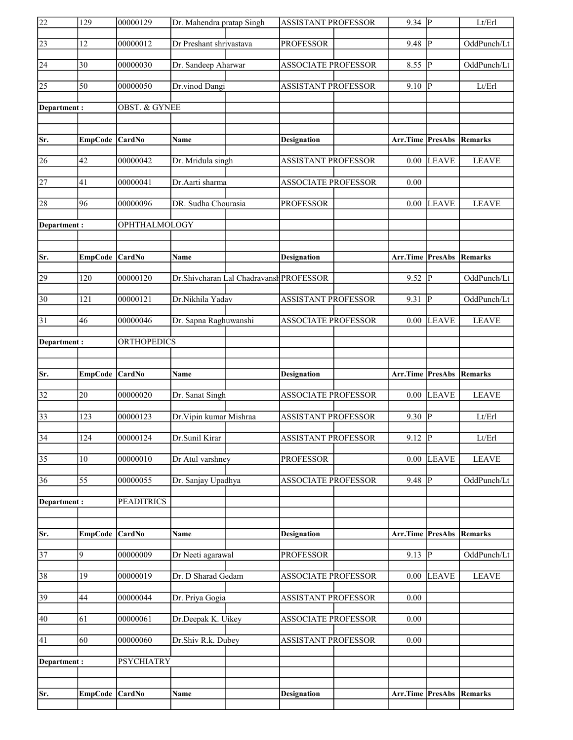| Sr. | EmpCode | CardNo | Name | Designation | Arr.Time | PresAbs | Remarks |
|---|---|---|---|---|---|---|---|
| 22 | 129 | 00000129 | Dr. Mahendra pratap Singh | ASSISTANT PROFESSOR | 9.34 | P | Lt/Erl |
| 23 | 12 | 00000012 | Dr Preshant shrivastava | PROFESSOR | 9.48 | P | OddPunch/Lt |
| 24 | 30 | 00000030 | Dr. Sandeep Aharwar | ASSOCIATE PROFESSOR | 8.55 | P | OddPunch/Lt |
| 25 | 50 | 00000050 | Dr.vinod Dangi | ASSISTANT PROFESSOR | 9.10 | P | Lt/Erl |

**Department :** OBST. & GYNEE

| Sr. | EmpCode | CardNo | Name | Designation | Arr.Time | PresAbs | Remarks |
|---|---|---|---|---|---|---|---|
| 26 | 42 | 00000042 | Dr. Mridula singh | ASSISTANT PROFESSOR | 0.00 | LEAVE | LEAVE |
| 27 | 41 | 00000041 | Dr.Aarti sharma | ASSOCIATE PROFESSOR | 0.00 | | |
| 28 | 96 | 00000096 | DR. Sudha Chourasia | PROFESSOR | 0.00 | LEAVE | LEAVE |

**Department :** OPHTHALMOLOGY

| Sr. | EmpCode | CardNo | Name | Designation | Arr.Time | PresAbs | Remarks |
|---|---|---|---|---|---|---|---|
| 29 | 120 | 00000120 | Dr.Shivcharan Lal Chadravansh | PROFESSOR | 9.52 | P | OddPunch/Lt |
| 30 | 121 | 00000121 | Dr.Nikhila Yadav | ASSISTANT PROFESSOR | 9.31 | P | OddPunch/Lt |
| 31 | 46 | 00000046 | Dr. Sapna Raghuwanshi | ASSOCIATE PROFESSOR | 0.00 | LEAVE | LEAVE |

**Department :** ORTHOPEDICS

| Sr. | EmpCode | CardNo | Name | Designation | Arr.Time | PresAbs | Remarks |
|---|---|---|---|---|---|---|---|
| 32 | 20 | 00000020 | Dr. Sanat Singh | ASSOCIATE PROFESSOR | 0.00 | LEAVE | LEAVE |
| 33 | 123 | 00000123 | Dr.Vipin kumar Mishraa | ASSISTANT PROFESSOR | 9.30 | P | Lt/Erl |
| 34 | 124 | 00000124 | Dr.Sunil Kirar | ASSISTANT PROFESSOR | 9.12 | P | Lt/Erl |
| 35 | 10 | 00000010 | Dr Atul varshney | PROFESSOR | 0.00 | LEAVE | LEAVE |
| 36 | 55 | 00000055 | Dr. Sanjay Upadhya | ASSOCIATE PROFESSOR | 9.48 | P | OddPunch/Lt |

**Department :** PEADITRICS

| Sr. | EmpCode | CardNo | Name | Designation | Arr.Time | PresAbs | Remarks |
|---|---|---|---|---|---|---|---|
| 37 | 9 | 00000009 | Dr Neeti agarawal | PROFESSOR | 9.13 | P | OddPunch/Lt |
| 38 | 19 | 00000019 | Dr. D Sharad Gedam | ASSOCIATE PROFESSOR | 0.00 | LEAVE | LEAVE |
| 39 | 44 | 00000044 | Dr. Priya Gogia | ASSISTANT PROFESSOR | 0.00 | | |
| 40 | 61 | 00000061 | Dr.Deepak K. Uikey | ASSOCIATE PROFESSOR | 0.00 | | |
| 41 | 60 | 00000060 | Dr.Shiv R.k. Dubey | ASSISTANT PROFESSOR | 0.00 | | |

**Department :** PSYCHIATRY

| Sr. | EmpCode | CardNo | Name | Designation | Arr.Time | PresAbs | Remarks |
|---|---|---|---|---|---|---|---|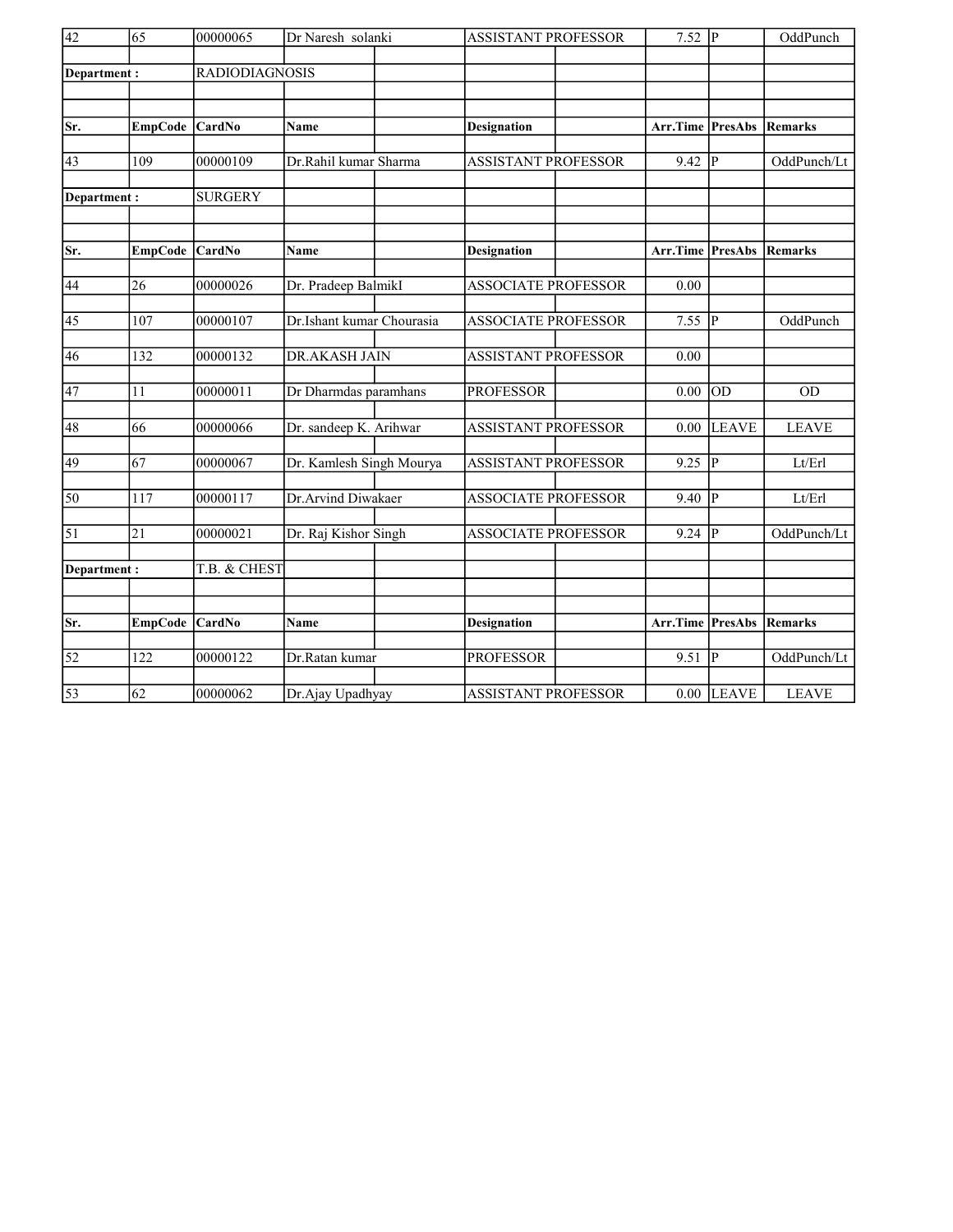| Sr. | EmpCode | CardNo | Name | Designation | Arr.Time | PresAbs | Remarks |
|---|---|---|---|---|---|---|---|
| 42 | 65 | 00000065 | Dr Naresh solanki | ASSISTANT PROFESSOR | 7.52 | P | OddPunch |

**Department :** RADIODIAGNOSIS

| Sr. | EmpCode | CardNo | Name | Designation | Arr.Time | PresAbs | Remarks |
|---|---|---|---|---|---|---|---|
| 43 | 109 | 00000109 | Dr.Rahil kumar Sharma | ASSISTANT PROFESSOR | 9.42 | P | OddPunch/Lt |

**Department :** SURGERY

| Sr. | EmpCode | CardNo | Name | Designation | Arr.Time | PresAbs | Remarks |
|---|---|---|---|---|---|---|---|
| 44 | 26 | 00000026 | Dr. Pradeep BalmikI | ASSOCIATE PROFESSOR | 0.00 | | |
| 45 | 107 | 00000107 | Dr.Ishant kumar Chourasia | ASSOCIATE PROFESSOR | 7.55 | P | OddPunch |
| 46 | 132 | 00000132 | DR.AKASH JAIN | ASSISTANT PROFESSOR | 0.00 | | |
| 47 | 11 | 00000011 | Dr Dharmdas paramhans | PROFESSOR | 0.00 | OD | OD |
| 48 | 66 | 00000066 | Dr. sandeep K. Arihwar | ASSISTANT PROFESSOR | 0.00 | LEAVE | LEAVE |
| 49 | 67 | 00000067 | Dr. Kamlesh Singh Mourya | ASSISTANT PROFESSOR | 9.25 | P | Lt/Erl |
| 50 | 117 | 00000117 | Dr.Arvind Diwakaer | ASSOCIATE PROFESSOR | 9.40 | P | Lt/Erl |
| 51 | 21 | 00000021 | Dr. Raj Kishor Singh | ASSOCIATE PROFESSOR | 9.24 | P | OddPunch/Lt |

**Department :** T.B. & CHEST

| Sr. | EmpCode | CardNo | Name | Designation | Arr.Time | PresAbs | Remarks |
|---|---|---|---|---|---|---|---|
| 52 | 122 | 00000122 | Dr.Ratan kumar | PROFESSOR | 9.51 | P | OddPunch/Lt |
| 53 | 62 | 00000062 | Dr.Ajay Upadhyay | ASSISTANT PROFESSOR | 0.00 | LEAVE | LEAVE |